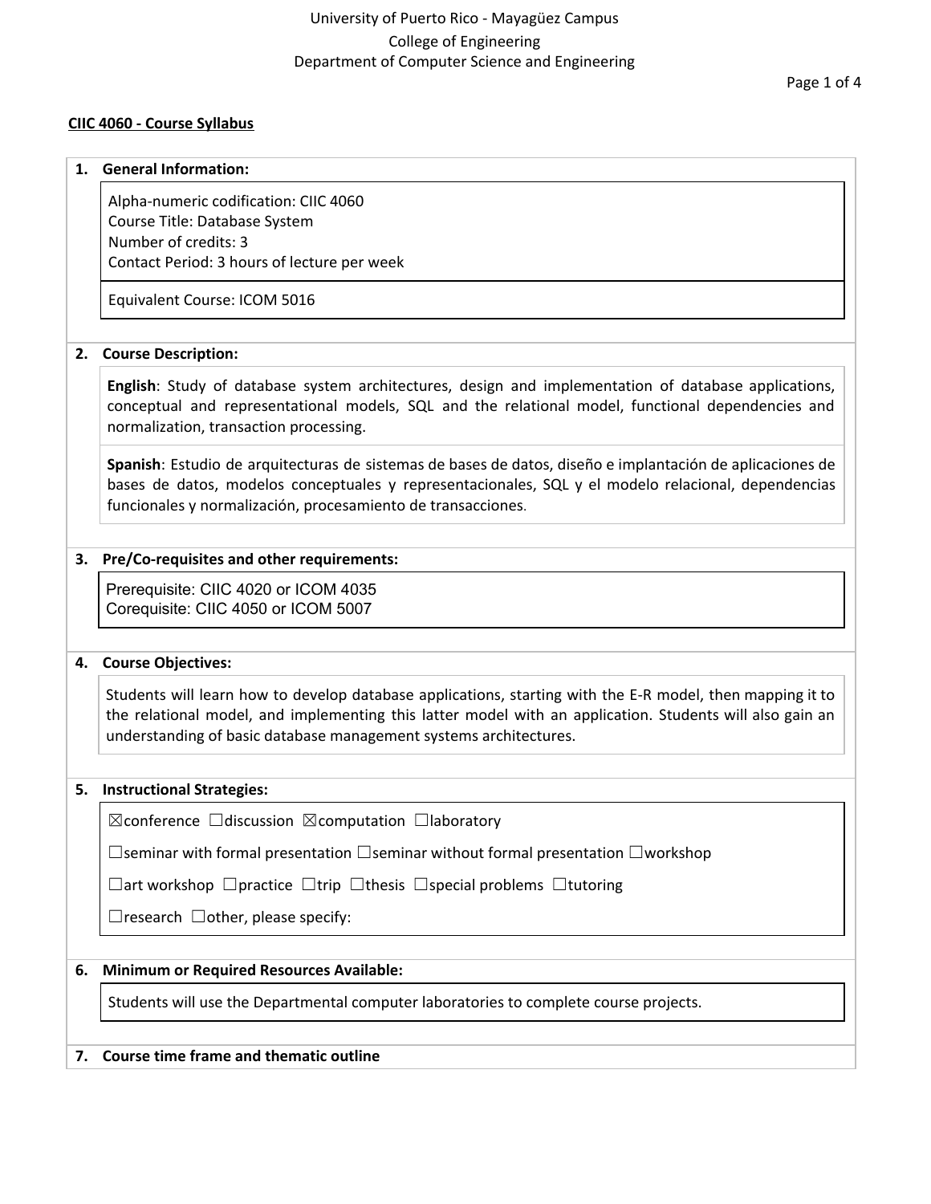University of Puerto Rico - Mayagüez Campus
College of Engineering
Department of Computer Science and Engineering

**CIIC 4060 - Course Syllabus**

## 1. General Information:

Alpha-numeric codification: CIIC 4060
Course Title: Database System
Number of credits: 3
Contact Period: 3 hours of lecture per week

Equivalent Course: ICOM 5016

## 2. Course Description:

**English**: Study of database system architectures, design and implementation of database applications, conceptual and representational models, SQL and the relational model, functional dependencies and normalization, transaction processing.

**Spanish**: Estudio de arquitecturas de sistemas de bases de datos, diseño e implantación de aplicaciones de bases de datos, modelos conceptuales y representacionales, SQL y el modelo relacional, dependencias funcionales y normalización, procesamiento de transacciones.

## 3. Pre/Co-requisites and other requirements:

Prerequisite: CIIC 4020 or ICOM 4035
Corequisite: CIIC 4050 or ICOM 5007

## 4. Course Objectives:

Students will learn how to develop database applications, starting with the E-R model, then mapping it to the relational model, and implementing this latter model with an application. Students will also gain an understanding of basic database management systems architectures.

## 5. Instructional Strategies:

☒conference ☐discussion ☒computation ☐laboratory

☐seminar with formal presentation ☐seminar without formal presentation ☐workshop

☐art workshop ☐practice ☐trip ☐thesis ☐special problems ☐tutoring

☐research ☐other, please specify:

## 6. Minimum or Required Resources Available:

Students will use the Departmental computer laboratories to complete course projects.

## 7. Course time frame and thematic outline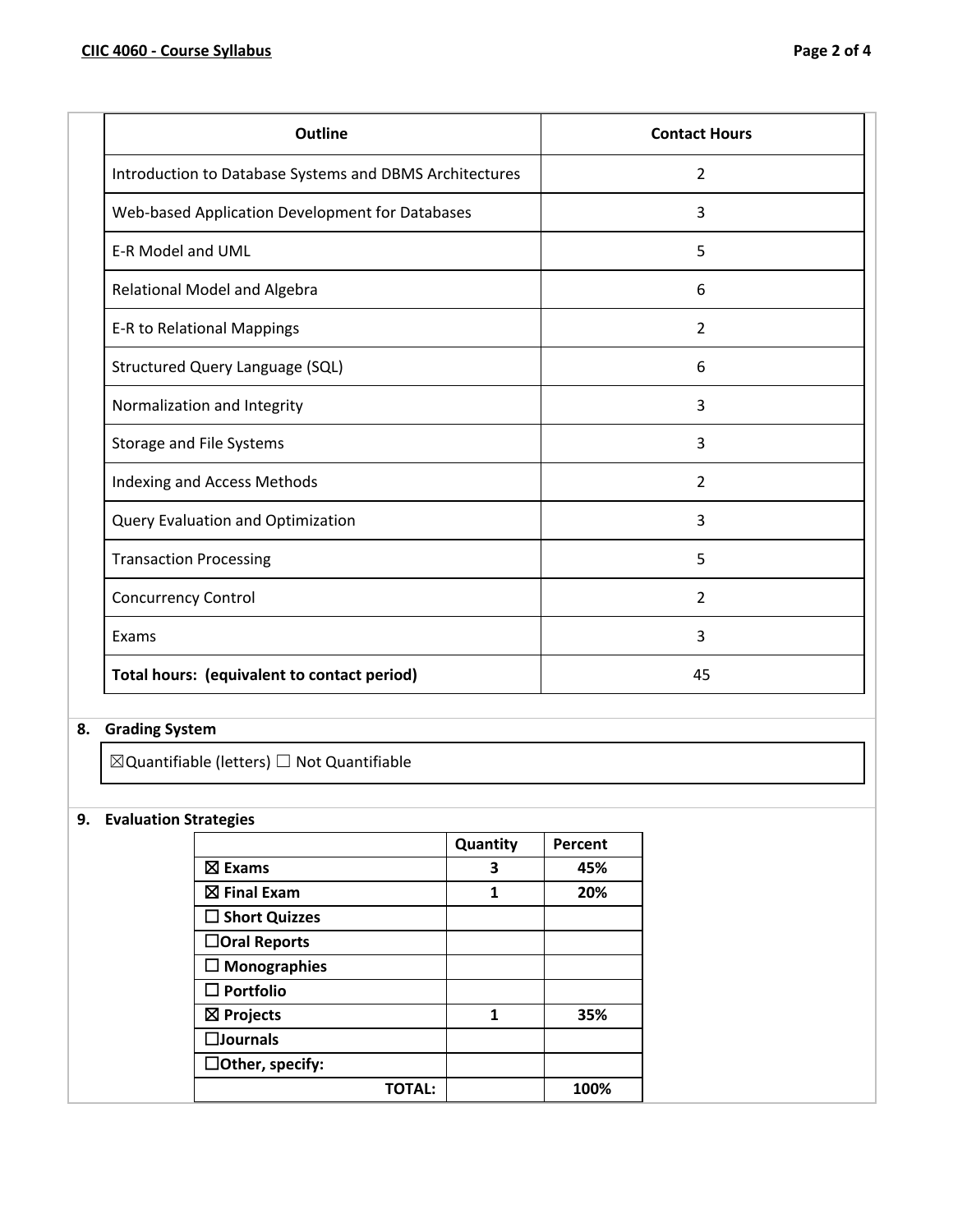| Outline | Contact Hours |
|---|---|
| Introduction to Database Systems and DBMS Architectures | 2 |
| Web-based Application Development for Databases | 3 |
| E-R Model and UML | 5 |
| Relational Model and Algebra | 6 |
| E-R to Relational Mappings | 2 |
| Structured Query Language (SQL) | 6 |
| Normalization and Integrity | 3 |
| Storage and File Systems | 3 |
| Indexing and Access Methods | 2 |
| Query Evaluation and Optimization | 3 |
| Transaction Processing | 5 |
| Concurrency Control | 2 |
| Exams | 3 |
| **Total hours: (equivalent to contact period)** | 45 |

## 8. Grading System

☒Quantifiable (letters) ☐ Not Quantifiable

## 9. Evaluation Strategies

| | Quantity | Percent |
|---|---|---|
| ☒ **Exams** | **3** | **45%** |
| ☒ **Final Exam** | **1** | **20%** |
| ☐ **Short Quizzes** | | |
| ☐**Oral Reports** | | |
| ☐ **Monographies** | | |
| ☐ **Portfolio** | | |
| ☒ **Projects** | **1** | **35%** |
| ☐**Journals** | | |
| ☐**Other, specify:** | | |
| **TOTAL:** | | **100%** |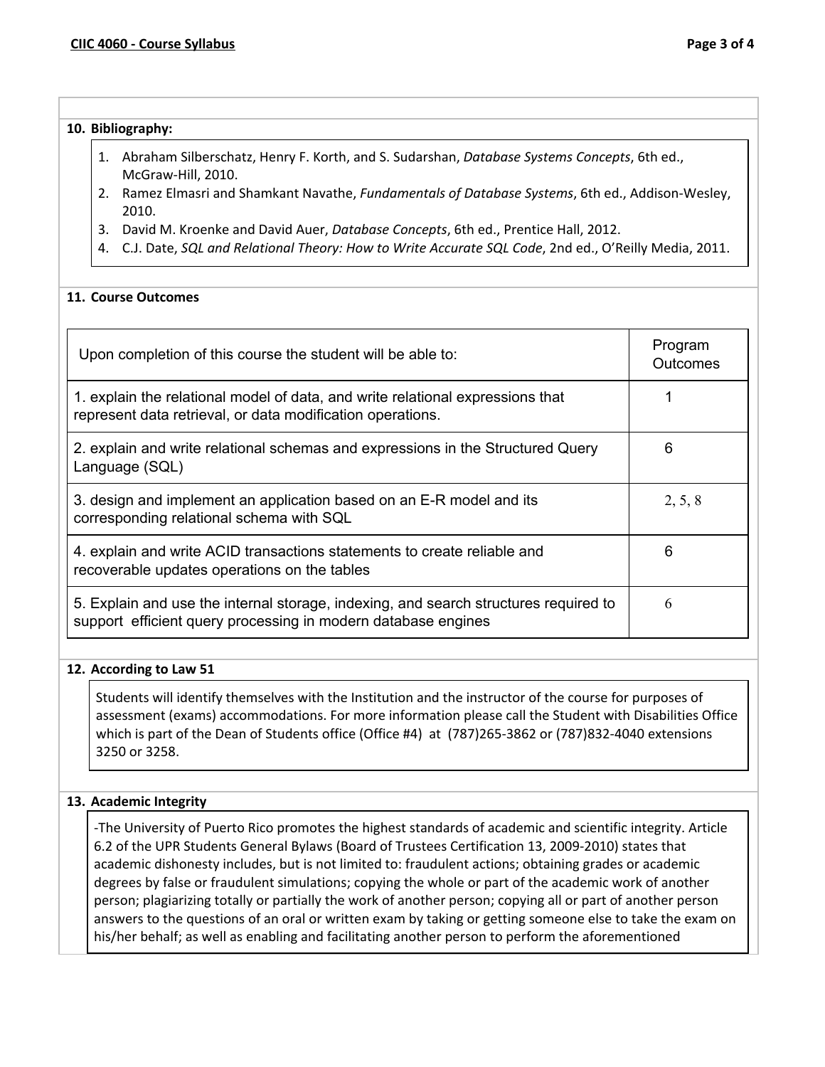## 10. Bibliography:

1. Abraham Silberschatz, Henry F. Korth, and S. Sudarshan, *Database Systems Concepts*, 6th ed., McGraw-Hill, 2010.
2. Ramez Elmasri and Shamkant Navathe, *Fundamentals of Database Systems*, 6th ed., Addison-Wesley, 2010.
3. David M. Kroenke and David Auer, *Database Concepts*, 6th ed., Prentice Hall, 2012.
4. C.J. Date, *SQL and Relational Theory: How to Write Accurate SQL Code*, 2nd ed., O'Reilly Media, 2011.

## 11. Course Outcomes

| Upon completion of this course the student will be able to: | Program Outcomes |
|---|---|
| 1. explain the relational model of data, and write relational expressions that represent data retrieval, or data modification operations. | 1 |
| 2. explain and write relational schemas and expressions in the Structured Query Language (SQL) | 6 |
| 3. design and implement an application based on an E-R model and its corresponding relational schema with SQL | 2, 5, 8 |
| 4. explain and write ACID transactions statements to create reliable and recoverable updates operations on the tables | 6 |
| 5. Explain and use the internal storage, indexing, and search structures required to support efficient query processing in modern database engines | 6 |

## 12. According to Law 51

Students will identify themselves with the Institution and the instructor of the course for purposes of assessment (exams) accommodations. For more information please call the Student with Disabilities Office which is part of the Dean of Students office (Office #4) at (787)265-3862 or (787)832-4040 extensions 3250 or 3258.

## 13. Academic Integrity

-The University of Puerto Rico promotes the highest standards of academic and scientific integrity. Article 6.2 of the UPR Students General Bylaws (Board of Trustees Certification 13, 2009-2010) states that academic dishonesty includes, but is not limited to: fraudulent actions; obtaining grades or academic degrees by false or fraudulent simulations; copying the whole or part of the academic work of another person; plagiarizing totally or partially the work of another person; copying all or part of another person answers to the questions of an oral or written exam by taking or getting someone else to take the exam on his/her behalf; as well as enabling and facilitating another person to perform the aforementioned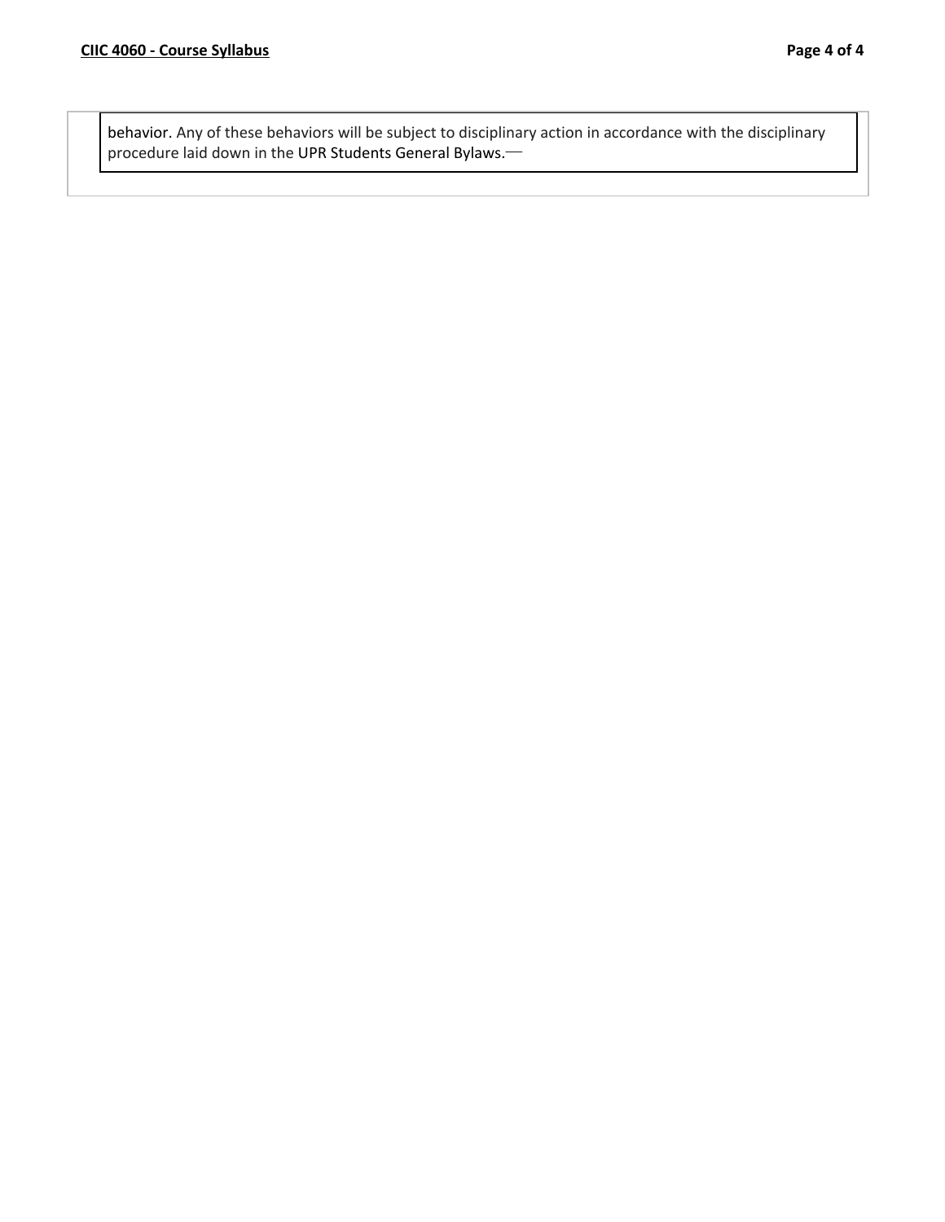behavior. Any of these behaviors will be subject to disciplinary action in accordance with the disciplinary procedure laid down in the UPR Students General Bylaws.